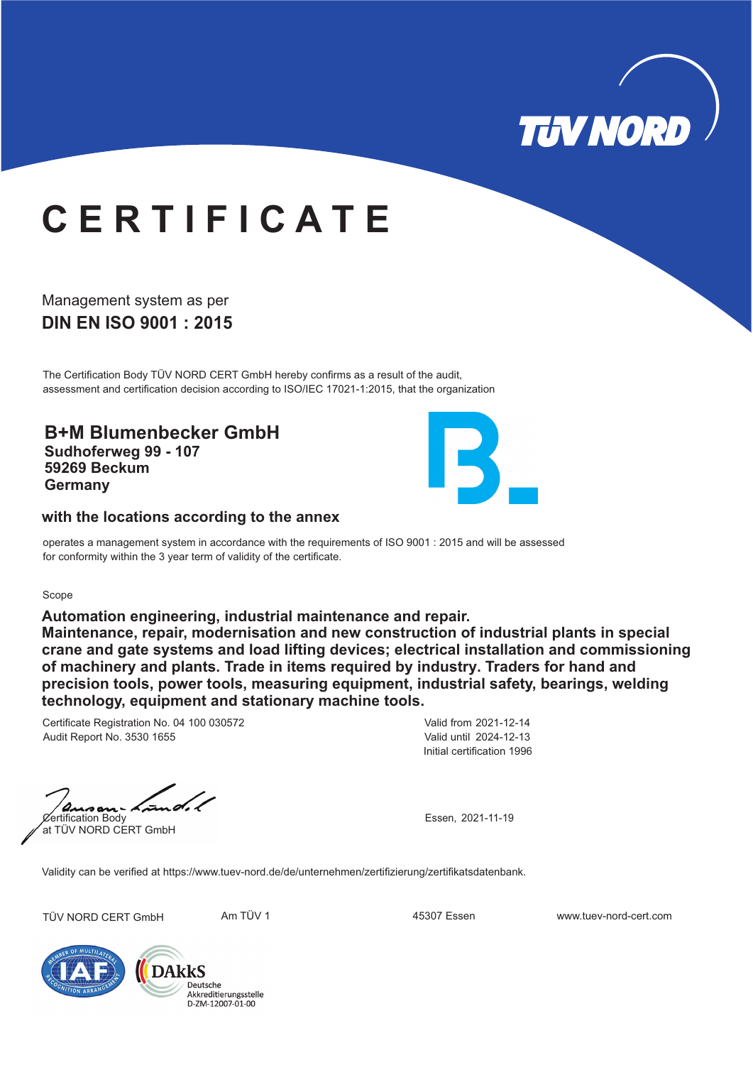# CERTIFICATE

Management system as per

**DIN EN ISO 9001 : 2015**

The Certification Body TÜV NORD CERT GmbH hereby confirms as a result of the audit, assessment and certification decision according to ISO/IEC 17021-1:2015, that the organization

**B+M Blumenbecker GmbH**
**Sudhoferweg 99 - 107**
**59269 Beckum**
**Germany**

**with the locations according to the annex**

operates a management system in accordance with the requirements of ISO 9001 : 2015 and will be assessed for conformity within the 3 year term of validity of the certificate.

Scope

**Automation engineering, industrial maintenance and repair.**
**Maintenance, repair, modernisation and new construction of industrial plants in special crane and gate systems and load lifting devices; electrical installation and commissioning of machinery and plants. Trade in items required by industry. Traders for hand and precision tools, power tools, measuring equipment, industrial safety, bearings, welding technology, equipment and stationary machine tools.**

Certificate Registration No. 04 100 030572
Audit Report No. 3530 1655

Valid from 2021-12-14
Valid until 2024-12-13
Initial certification 1996

Certification Body
at TÜV NORD CERT GmbH

Essen, 2021-11-19

Validity can be verified at https://www.tuev-nord.de/de/unternehmen/zertifizierung/zertifikatsdatenbank.

TÜV NORD CERT GmbH    Am TÜV 1    45307 Essen    www.tuev-nord-cert.com

DAkkS Deutsche Akkreditierungsstelle D-ZM-12007-01-00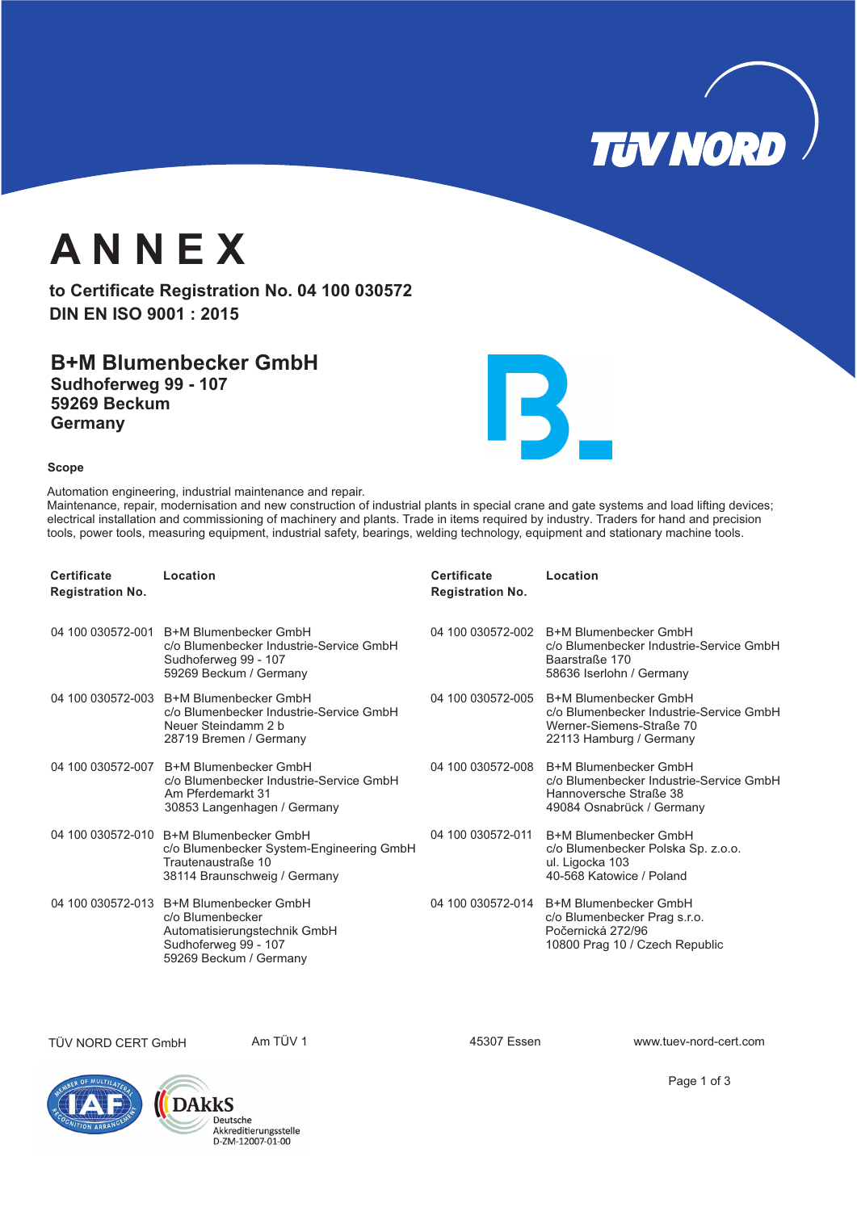# ANNEX

**to Certificate Registration No. 04 100 030572**
**DIN EN ISO 9001 : 2015**

## B+M Blumenbecker GmbH

**Sudhoferweg 99 - 107**
**59269 Beckum**
**Germany**

**Scope**

Automation engineering, industrial maintenance and repair.
Maintenance, repair, modernisation and new construction of industrial plants in special crane and gate systems and load lifting devices; electrical installation and commissioning of machinery and plants. Trade in items required by industry. Traders for hand and precision tools, power tools, measuring equipment, industrial safety, bearings, welding technology, equipment and stationary machine tools.

| Certificate Registration No. | Location | Certificate Registration No. | Location |
|---|---|---|---|
| 04 100 030572-001 | B+M Blumenbecker GmbH<br>c/o Blumenbecker Industrie-Service GmbH<br>Sudhoferweg 99 - 107<br>59269 Beckum / Germany | 04 100 030572-002 | B+M Blumenbecker GmbH<br>c/o Blumenbecker Industrie-Service GmbH<br>Baarstraße 170<br>58636 Iserlohn / Germany |
| 04 100 030572-003 | B+M Blumenbecker GmbH<br>c/o Blumenbecker Industrie-Service GmbH<br>Neuer Steindamm 2 b<br>28719 Bremen / Germany | 04 100 030572-005 | B+M Blumenbecker GmbH<br>c/o Blumenbecker Industrie-Service GmbH<br>Werner-Siemens-Straße 70<br>22113 Hamburg / Germany |
| 04 100 030572-007 | B+M Blumenbecker GmbH<br>c/o Blumenbecker Industrie-Service GmbH<br>Am Pferdemarkt 31<br>30853 Langenhagen / Germany | 04 100 030572-008 | B+M Blumenbecker GmbH<br>c/o Blumenbecker Industrie-Service GmbH<br>Hannoversche Straße 38<br>49084 Osnabrück / Germany |
| 04 100 030572-010 | B+M Blumenbecker GmbH<br>c/o Blumenbecker System-Engineering GmbH<br>Trautenaustraße 10<br>38114 Braunschweig / Germany | 04 100 030572-011 | B+M Blumenbecker GmbH<br>c/o Blumenbecker Polska Sp. z.o.o.<br>ul. Ligocka 103<br>40-568 Katowice / Poland |
| 04 100 030572-013 | B+M Blumenbecker GmbH<br>c/o Blumenbecker Automatisierungstechnik GmbH<br>Sudhoferweg 99 - 107<br>59269 Beckum / Germany | 04 100 030572-014 | B+M Blumenbecker GmbH<br>c/o Blumenbecker Prag s.r.o.<br>Počernická 272/96<br>10800 Prag 10 / Czech Republic |

TÜV NORD CERT GmbH    Am TÜV 1    45307 Essen    www.tuev-nord-cert.com

DAkkS Deutsche Akkreditierungsstelle D-ZM-12007-01-00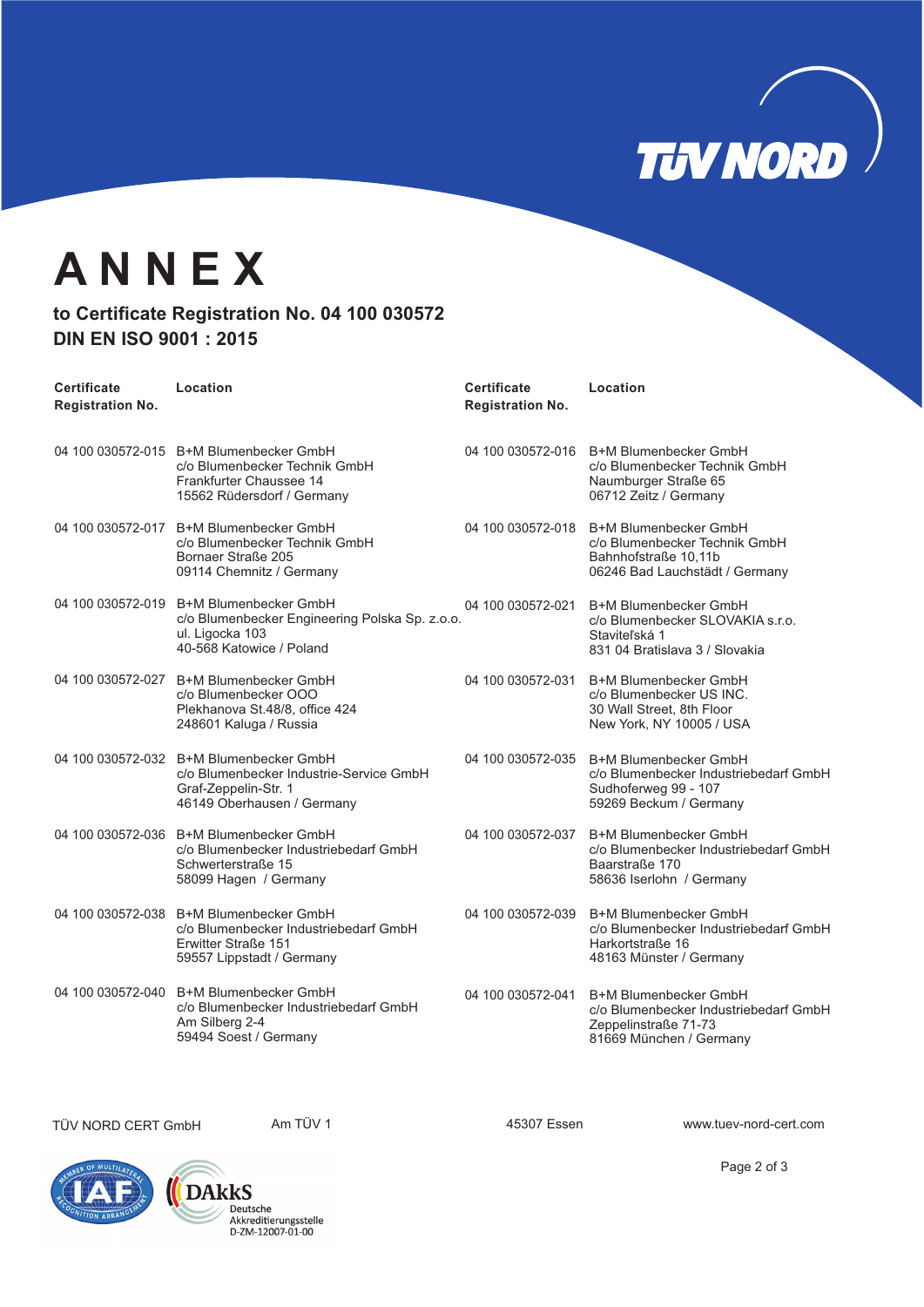# ANNEX

**to Certificate Registration No. 04 100 030572**
**DIN EN ISO 9001 : 2015**

| Certificate Registration No. | Location | Certificate Registration No. | Location |
|---|---|---|---|
| 04 100 030572-015 | B+M Blumenbecker GmbH<br>c/o Blumenbecker Technik GmbH<br>Frankfurter Chaussee 14<br>15562 Rüdersdorf / Germany | 04 100 030572-016 | B+M Blumenbecker GmbH<br>c/o Blumenbecker Technik GmbH<br>Naumburger Straße 65<br>06712 Zeitz / Germany |
| 04 100 030572-017 | B+M Blumenbecker GmbH<br>c/o Blumenbecker Technik GmbH<br>Bornaer Straße 205<br>09114 Chemnitz / Germany | 04 100 030572-018 | B+M Blumenbecker GmbH<br>c/o Blumenbecker Technik GmbH<br>Bahnhofstraße 10,11b<br>06246 Bad Lauchstädt / Germany |
| 04 100 030572-019 | B+M Blumenbecker GmbH<br>c/o Blumenbecker Engineering Polska Sp. z.o.o.<br>ul. Ligocka 103<br>40-568 Katowice / Poland | 04 100 030572-021 | B+M Blumenbecker GmbH<br>c/o Blumenbecker SLOVAKIA s.r.o.<br>Staviteľská 1<br>831 04 Bratislava 3 / Slovakia |
| 04 100 030572-027 | B+M Blumenbecker GmbH<br>c/o Blumenbecker OOO<br>Plekhanova St.48/8, office 424<br>248601 Kaluga / Russia | 04 100 030572-031 | B+M Blumenbecker GmbH<br>c/o Blumenbecker US INC.<br>30 Wall Street, 8th Floor<br>New York, NY 10005 / USA |
| 04 100 030572-032 | B+M Blumenbecker GmbH<br>c/o Blumenbecker Industrie-Service GmbH<br>Graf-Zeppelin-Str. 1<br>46149 Oberhausen / Germany | 04 100 030572-035 | B+M Blumenbecker GmbH<br>c/o Blumenbecker Industriebedarf GmbH<br>Sudhoferweg 99 - 107<br>59269 Beckum / Germany |
| 04 100 030572-036 | B+M Blumenbecker GmbH<br>c/o Blumenbecker Industriebedarf GmbH<br>Schwerterstraße 15<br>58099 Hagen / Germany | 04 100 030572-037 | B+M Blumenbecker GmbH<br>c/o Blumenbecker Industriebedarf GmbH<br>Baarstraße 170<br>58636 Iserlohn / Germany |
| 04 100 030572-038 | B+M Blumenbecker GmbH<br>c/o Blumenbecker Industriebedarf GmbH<br>Erwitter Straße 151<br>59557 Lippstadt / Germany | 04 100 030572-039 | B+M Blumenbecker GmbH<br>c/o Blumenbecker Industriebedarf GmbH<br>Harkortstraße 16<br>48163 Münster / Germany |
| 04 100 030572-040 | B+M Blumenbecker GmbH<br>c/o Blumenbecker Industriebedarf GmbH<br>Am Silberg 2-4<br>59494 Soest / Germany | 04 100 030572-041 | B+M Blumenbecker GmbH<br>c/o Blumenbecker Industriebedarf GmbH<br>Zeppelinstraße 71-73<br>81669 München / Germany |

TÜV NORD CERT GmbH Am TÜV 1 45307 Essen www.tuev-nord-cert.com

DAkkS Deutsche Akkreditierungsstelle D-ZM-12007-01-00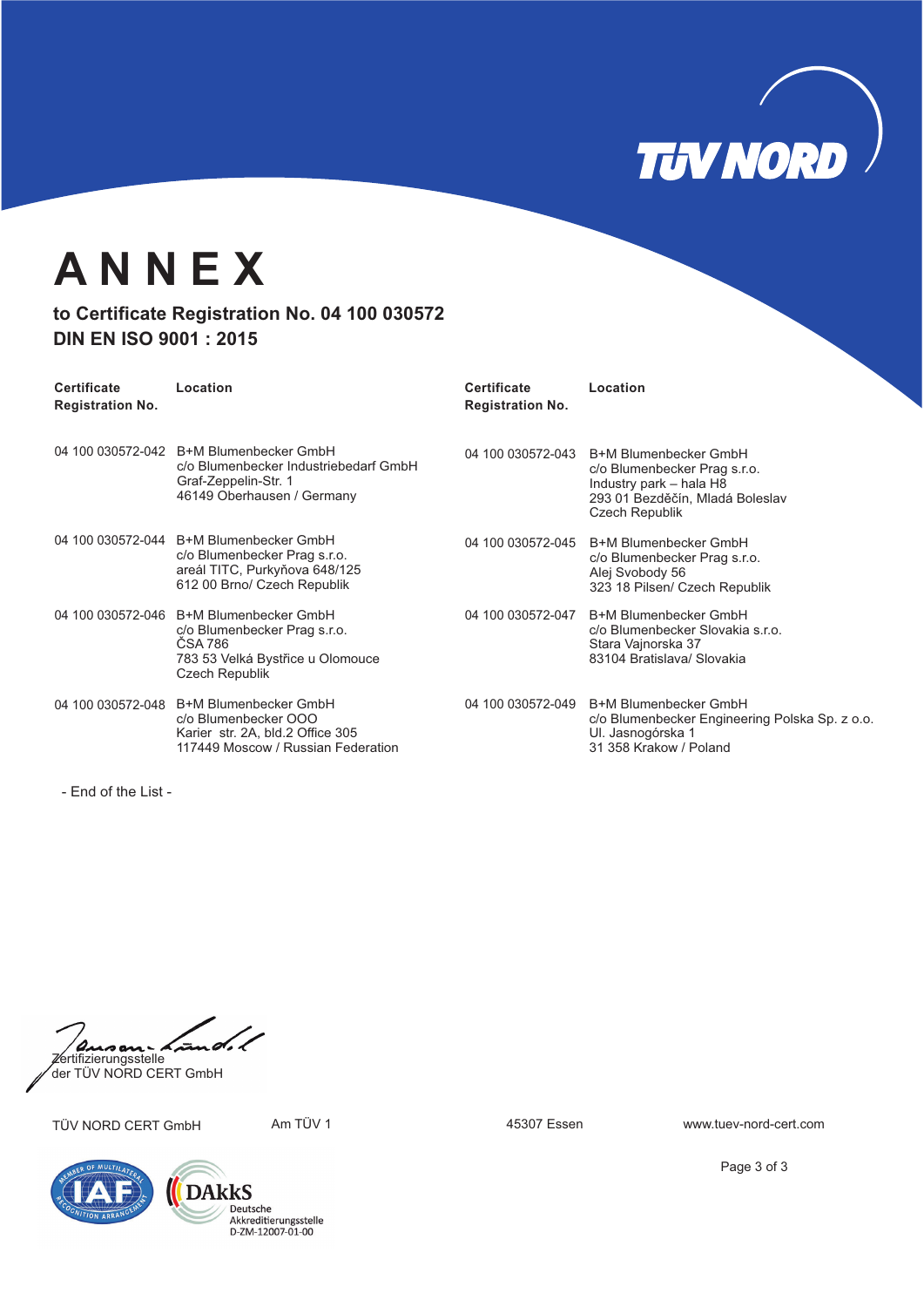# ANNEX

**to Certificate Registration No. 04 100 030572**
**DIN EN ISO 9001 : 2015**

| Certificate Registration No. | Location | Certificate Registration No. | Location |
|---|---|---|---|
| 04 100 030572-042 | B+M Blumenbecker GmbH<br>c/o Blumenbecker Industriebedarf GmbH<br>Graf-Zeppelin-Str. 1<br>46149 Oberhausen / Germany | 04 100 030572-043 | B+M Blumenbecker GmbH<br>c/o Blumenbecker Prag s.r.o.<br>Industry park – hala H8<br>293 01 Bezděčín, Mladá Boleslav<br>Czech Republik |
| 04 100 030572-044 | B+M Blumenbecker GmbH<br>c/o Blumenbecker Prag s.r.o.<br>areál TITC, Purkyňova 648/125<br>612 00 Brno/ Czech Republik | 04 100 030572-045 | B+M Blumenbecker GmbH<br>c/o Blumenbecker Prag s.r.o.<br>Alej Svobody 56<br>323 18 Pilsen/ Czech Republik |
| 04 100 030572-046 | B+M Blumenbecker GmbH<br>c/o Blumenbecker Prag s.r.o.<br>ČSA 786<br>783 53 Velká Bystřice u Olomouce<br>Czech Republik | 04 100 030572-047 | B+M Blumenbecker GmbH<br>c/o Blumenbecker Slovakia s.r.o.<br>Stara Vajnorska 37<br>83104 Bratislava/ Slovakia |
| 04 100 030572-048 | B+M Blumenbecker GmbH<br>c/o Blumenbecker OOO<br>Karier str. 2A, bld.2 Office 305<br>117449 Moscow / Russian Federation | 04 100 030572-049 | B+M Blumenbecker GmbH<br>c/o Blumenbecker Engineering Polska Sp. z o.o.<br>Ul. Jasnogórska 1<br>31 358 Krakow / Poland |

- End of the List -

Zertifizierungsstelle
der TÜV NORD CERT GmbH

TÜV NORD CERT GmbH | Am TÜV 1 | 45307 Essen | www.tuev-nord-cert.com

DAkkS Deutsche Akkreditierungsstelle D-ZM-12007-01-00